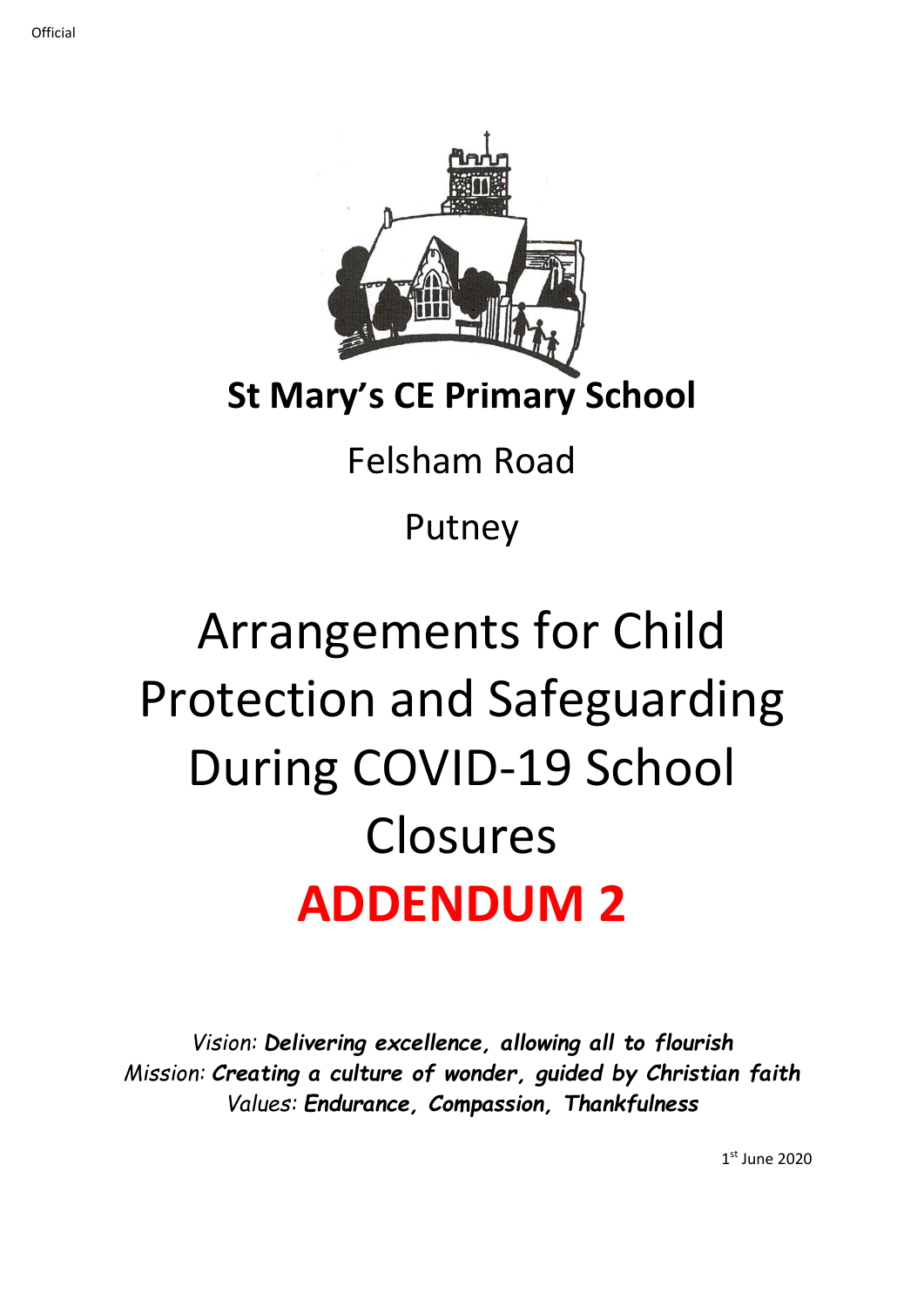# St Mary's CE Primary School

Felsham Road

Putney

# Arrangements for Child Protection and Safeguarding During COVID-19 School Closures

# ADDENDUM 2

*Vision: **Delivering excellence, allowing all to flourish***
*Mission: **Creating a culture of wonder, guided by Christian faith***
*Values: **Endurance, Compassion, Thankfulness***

1st June 2020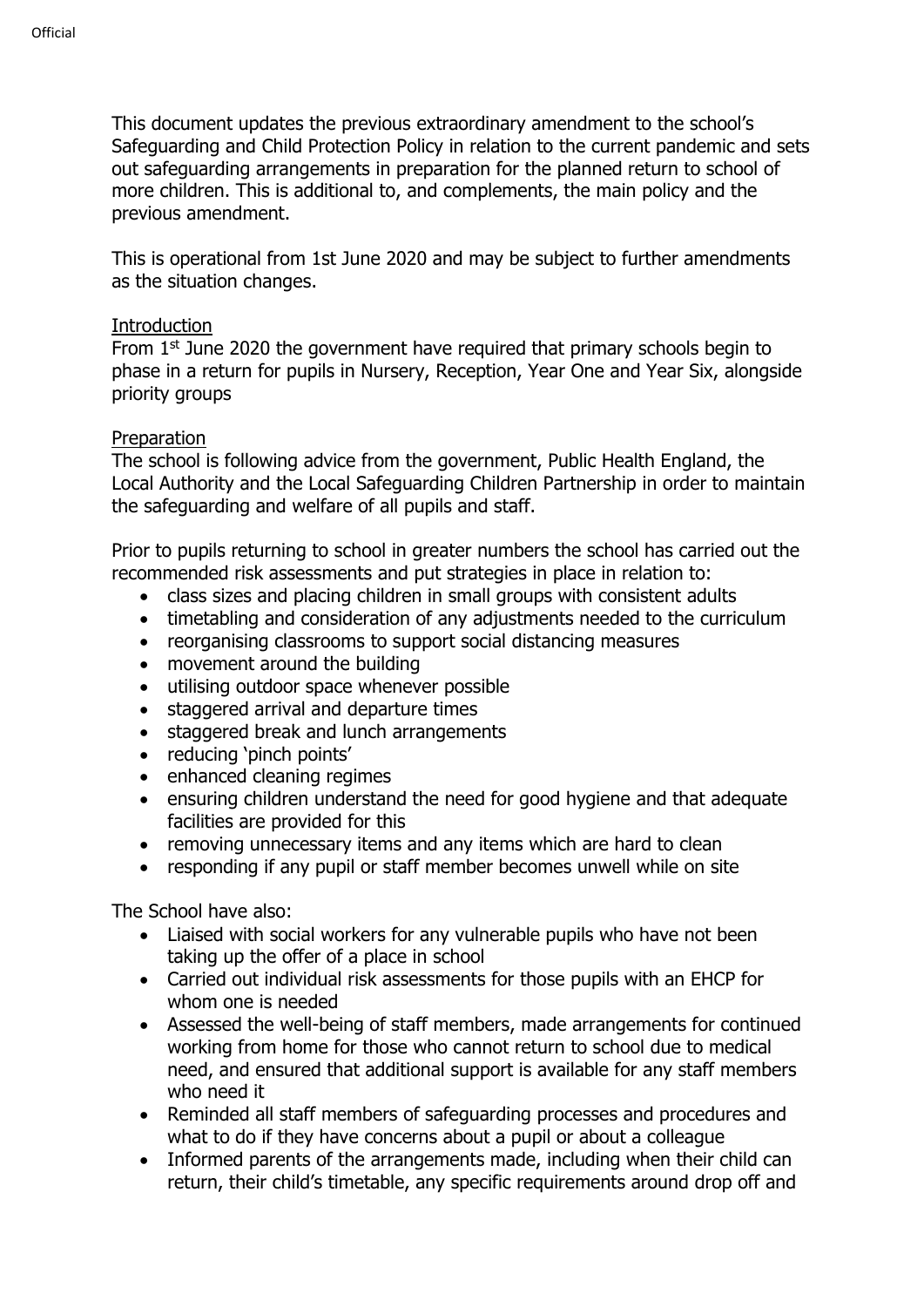This document updates the previous extraordinary amendment to the school's Safeguarding and Child Protection Policy in relation to the current pandemic and sets out safeguarding arrangements in preparation for the planned return to school of more children. This is additional to, and complements, the main policy and the previous amendment.

This is operational from 1st June 2020 and may be subject to further amendments as the situation changes.

Introduction

From 1st June 2020 the government have required that primary schools begin to phase in a return for pupils in Nursery, Reception, Year One and Year Six, alongside priority groups

Preparation

The school is following advice from the government, Public Health England, the Local Authority and the Local Safeguarding Children Partnership in order to maintain the safeguarding and welfare of all pupils and staff.

Prior to pupils returning to school in greater numbers the school has carried out the recommended risk assessments and put strategies in place in relation to:

- class sizes and placing children in small groups with consistent adults
- timetabling and consideration of any adjustments needed to the curriculum
- reorganising classrooms to support social distancing measures
- movement around the building
- utilising outdoor space whenever possible
- staggered arrival and departure times
- staggered break and lunch arrangements
- reducing 'pinch points'
- enhanced cleaning regimes
- ensuring children understand the need for good hygiene and that adequate facilities are provided for this
- removing unnecessary items and any items which are hard to clean
- responding if any pupil or staff member becomes unwell while on site

The School have also:

- Liaised with social workers for any vulnerable pupils who have not been taking up the offer of a place in school
- Carried out individual risk assessments for those pupils with an EHCP for whom one is needed
- Assessed the well-being of staff members, made arrangements for continued working from home for those who cannot return to school due to medical need, and ensured that additional support is available for any staff members who need it
- Reminded all staff members of safeguarding processes and procedures and what to do if they have concerns about a pupil or about a colleague
- Informed parents of the arrangements made, including when their child can return, their child's timetable, any specific requirements around drop off and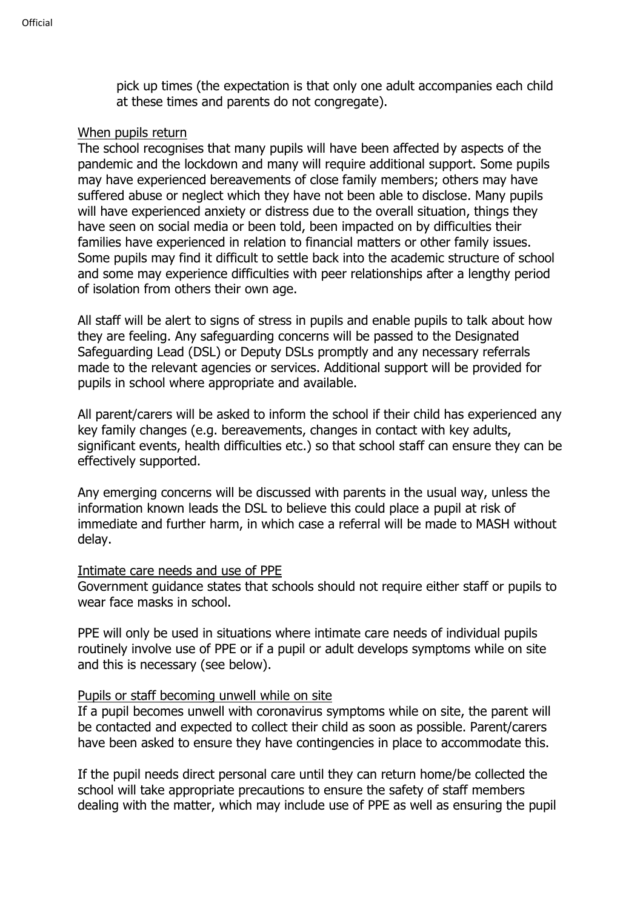pick up times (the expectation is that only one adult accompanies each child at these times and parents do not congregate).

<u>When pupils return</u>

The school recognises that many pupils will have been affected by aspects of the pandemic and the lockdown and many will require additional support. Some pupils may have experienced bereavements of close family members; others may have suffered abuse or neglect which they have not been able to disclose. Many pupils will have experienced anxiety or distress due to the overall situation, things they have seen on social media or been told, been impacted on by difficulties their families have experienced in relation to financial matters or other family issues. Some pupils may find it difficult to settle back into the academic structure of school and some may experience difficulties with peer relationships after a lengthy period of isolation from others their own age.

All staff will be alert to signs of stress in pupils and enable pupils to talk about how they are feeling. Any safeguarding concerns will be passed to the Designated Safeguarding Lead (DSL) or Deputy DSLs promptly and any necessary referrals made to the relevant agencies or services. Additional support will be provided for pupils in school where appropriate and available.

All parent/carers will be asked to inform the school if their child has experienced any key family changes (e.g. bereavements, changes in contact with key adults, significant events, health difficulties etc.) so that school staff can ensure they can be effectively supported.

Any emerging concerns will be discussed with parents in the usual way, unless the information known leads the DSL to believe this could place a pupil at risk of immediate and further harm, in which case a referral will be made to MASH without delay.

<u>Intimate care needs and use of PPE</u>

Government guidance states that schools should not require either staff or pupils to wear face masks in school.

PPE will only be used in situations where intimate care needs of individual pupils routinely involve use of PPE or if a pupil or adult develops symptoms while on site and this is necessary (see below).

<u>Pupils or staff becoming unwell while on site</u>

If a pupil becomes unwell with coronavirus symptoms while on site, the parent will be contacted and expected to collect their child as soon as possible. Parent/carers have been asked to ensure they have contingencies in place to accommodate this.

If the pupil needs direct personal care until they can return home/be collected the school will take appropriate precautions to ensure the safety of staff members dealing with the matter, which may include use of PPE as well as ensuring the pupil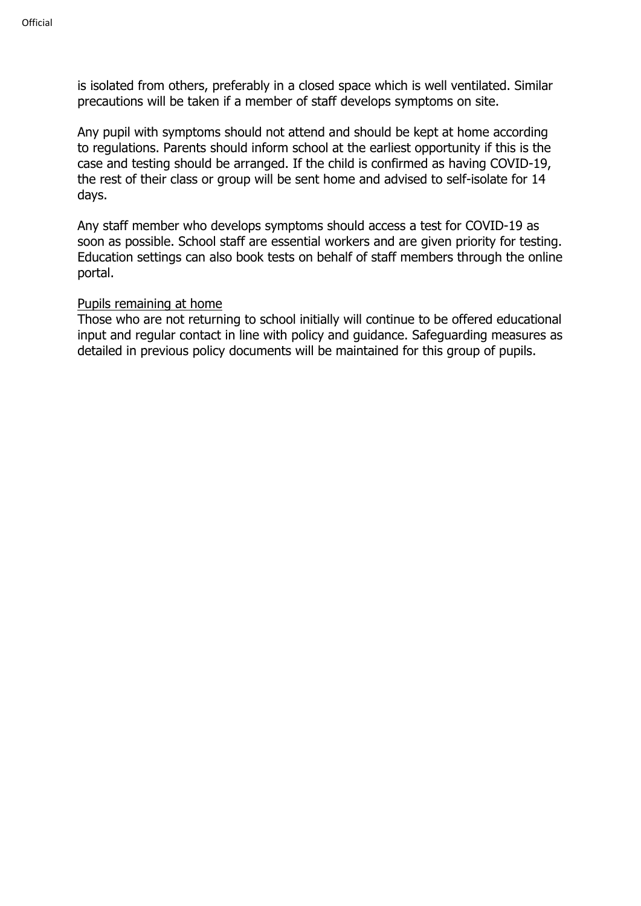is isolated from others, preferably in a closed space which is well ventilated. Similar precautions will be taken if a member of staff develops symptoms on site.

Any pupil with symptoms should not attend and should be kept at home according to regulations. Parents should inform school at the earliest opportunity if this is the case and testing should be arranged. If the child is confirmed as having COVID-19, the rest of their class or group will be sent home and advised to self-isolate for 14 days.

Any staff member who develops symptoms should access a test for COVID-19 as soon as possible. School staff are essential workers and are given priority for testing. Education settings can also book tests on behalf of staff members through the online portal.

Pupils remaining at home

Those who are not returning to school initially will continue to be offered educational input and regular contact in line with policy and guidance. Safeguarding measures as detailed in previous policy documents will be maintained for this group of pupils.